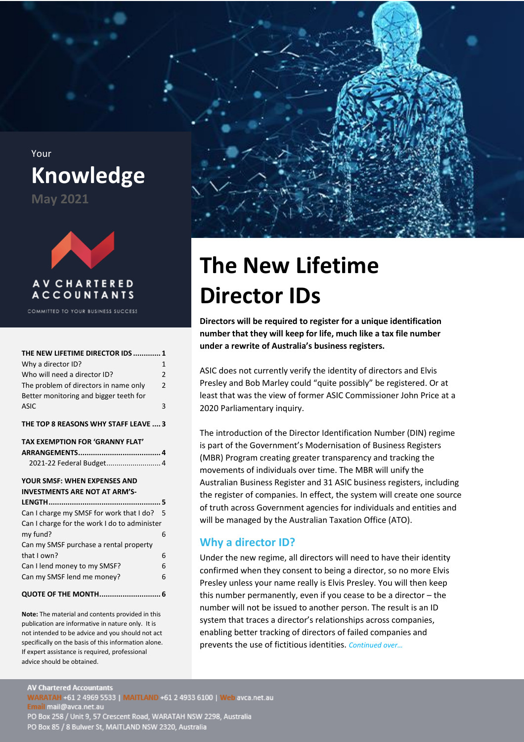Your

# Knowledge

May 2021

AV CHARTERED ACCOUNTANTS

COMMITTED TO YOUR BUSINESS SUCCESS

| | |
|---|---|
| **THE NEW LIFETIME DIRECTOR IDS** | **1** |
| Why a director ID? | 1 |
| Who will need a director ID? | 2 |
| The problem of directors in name only | 2 |
| Better monitoring and bigger teeth for ASIC | 3 |
| **THE TOP 8 REASONS WHY STAFF LEAVE** | **3** |
| **TAX EXEMPTION FOR 'GRANNY FLAT' ARRANGEMENTS** | **4** |
| 2021-22 Federal Budget | 4 |
| **YOUR SMSF: WHEN EXPENSES AND INVESTMENTS ARE NOT AT ARM'S-LENGTH** | **5** |
| Can I charge my SMSF for work that I do? | 5 |
| Can I charge for the work I do to administer my fund? | 6 |
| Can my SMSF purchase a rental property that I own? | 6 |
| Can I lend money to my SMSF? | 6 |
| Can my SMSF lend me money? | 6 |
| **QUOTE OF THE MONTH** | **6** |

**Note:** The material and contents provided in this publication are informative in nature only. It is not intended to be advice and you should not act specifically on the basis of this information alone. If expert assistance is required, professional advice should be obtained.

# The New Lifetime Director IDs

**Directors will be required to register for a unique identification number that they will keep for life, much like a tax file number under a rewrite of Australia's business registers.**

ASIC does not currently verify the identity of directors and Elvis Presley and Bob Marley could "quite possibly" be registered. Or at least that was the view of former ASIC Commissioner John Price at a 2020 Parliamentary inquiry.

The introduction of the Director Identification Number (DIN) regime is part of the Government's Modernisation of Business Registers (MBR) Program creating greater transparency and tracking the movements of individuals over time. The MBR will unify the Australian Business Register and 31 ASIC business registers, including the register of companies. In effect, the system will create one source of truth across Government agencies for individuals and entities and will be managed by the Australian Taxation Office (ATO).

## Why a director ID?

Under the new regime, all directors will need to have their identity confirmed when they consent to being a director, so no more Elvis Presley unless your name really is Elvis Presley. You will then keep this number permanently, even if you cease to be a director – the number will not be issued to another person. The result is an ID system that traces a director's relationships across companies, enabling better tracking of directors of failed companies and prevents the use of fictitious identities. *Continued over…*

AV Chartered Accountants
WARATAH +61 2 4969 5533 | MAITLAND +61 2 4933 6100 | Web avca.net.au
Email mail@avca.net.au
PO Box 258 / Unit 9, 57 Crescent Road, WARATAH NSW 2298, Australia
PO Box 85 / 8 Bulwer St, MAITLAND NSW 2320, Australia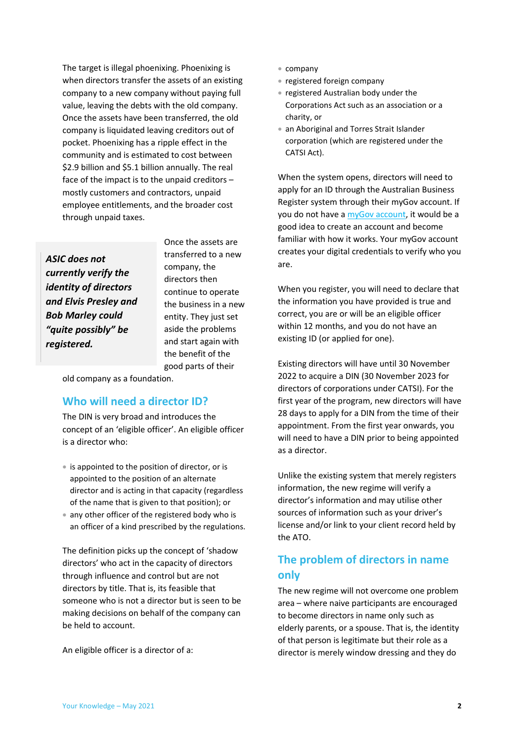The target is illegal phoenixing. Phoenixing is when directors transfer the assets of an existing company to a new company without paying full value, leaving the debts with the old company. Once the assets have been transferred, the old company is liquidated leaving creditors out of pocket. Phoenixing has a ripple effect in the community and is estimated to cost between $2.9 billion and $5.1 billion annually. The real face of the impact is to the unpaid creditors – mostly customers and contractors, unpaid employee entitlements, and the broader cost through unpaid taxes.

> ***ASIC does not currently verify the identity of directors and Elvis Presley and Bob Marley could "quite possibly" be registered.***

Once the assets are transferred to a new company, the directors then continue to operate the business in a new entity. They just set aside the problems and start again with the benefit of the good parts of their old company as a foundation.

## Who will need a director ID?

The DIN is very broad and introduces the concept of an 'eligible officer'. An eligible officer is a director who:

- is appointed to the position of director, or is appointed to the position of an alternate director and is acting in that capacity (regardless of the name that is given to that position); or
- any other officer of the registered body who is an officer of a kind prescribed by the regulations.

The definition picks up the concept of 'shadow directors' who act in the capacity of directors through influence and control but are not directors by title. That is, its feasible that someone who is not a director but is seen to be making decisions on behalf of the company can be held to account.

An eligible officer is a director of a:

- company
- registered foreign company
- registered Australian body under the Corporations Act such as an association or a charity, or
- an Aboriginal and Torres Strait Islander corporation (which are registered under the CATSI Act).

When the system opens, directors will need to apply for an ID through the Australian Business Register system through their myGov account. If you do not have a myGov account, it would be a good idea to create an account and become familiar with how it works. Your myGov account creates your digital credentials to verify who you are.

When you register, you will need to declare that the information you have provided is true and correct, you are or will be an eligible officer within 12 months, and you do not have an existing ID (or applied for one).

Existing directors will have until 30 November 2022 to acquire a DIN (30 November 2023 for directors of corporations under CATSI). For the first year of the program, new directors will have 28 days to apply for a DIN from the time of their appointment. From the first year onwards, you will need to have a DIN prior to being appointed as a director.

Unlike the existing system that merely registers information, the new regime will verify a director's information and may utilise other sources of information such as your driver's license and/or link to your client record held by the ATO.

## The problem of directors in name only

The new regime will not overcome one problem area – where naive participants are encouraged to become directors in name only such as elderly parents, or a spouse. That is, the identity of that person is legitimate but their role as a director is merely window dressing and they do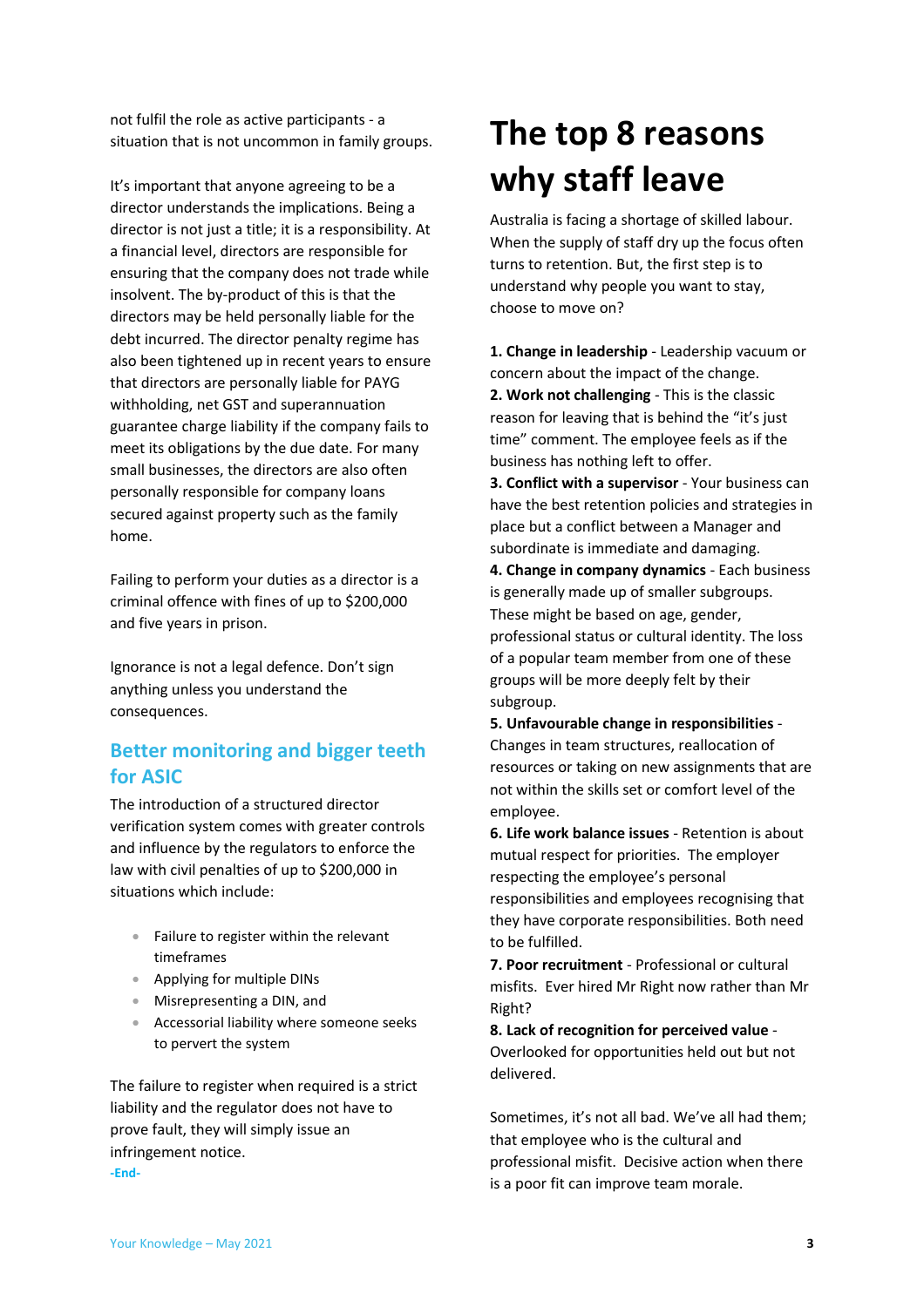not fulfil the role as active participants - a situation that is not uncommon in family groups.

It's important that anyone agreeing to be a director understands the implications. Being a director is not just a title; it is a responsibility. At a financial level, directors are responsible for ensuring that the company does not trade while insolvent. The by-product of this is that the directors may be held personally liable for the debt incurred. The director penalty regime has also been tightened up in recent years to ensure that directors are personally liable for PAYG withholding, net GST and superannuation guarantee charge liability if the company fails to meet its obligations by the due date. For many small businesses, the directors are also often personally responsible for company loans secured against property such as the family home.

Failing to perform your duties as a director is a criminal offence with fines of up to $200,000 and five years in prison.

Ignorance is not a legal defence. Don't sign anything unless you understand the consequences.

## Better monitoring and bigger teeth for ASIC

The introduction of a structured director verification system comes with greater controls and influence by the regulators to enforce the law with civil penalties of up to $200,000 in situations which include:

- Failure to register within the relevant timeframes
- Applying for multiple DINs
- Misrepresenting a DIN, and
- Accessorial liability where someone seeks to pervert the system

The failure to register when required is a strict liability and the regulator does not have to prove fault, they will simply issue an infringement notice.

-End-

# The top 8 reasons why staff leave

Australia is facing a shortage of skilled labour. When the supply of staff dry up the focus often turns to retention. But, the first step is to understand why people you want to stay, choose to move on?

**1. Change in leadership** - Leadership vacuum or concern about the impact of the change.
**2. Work not challenging** - This is the classic reason for leaving that is behind the "it's just time" comment. The employee feels as if the business has nothing left to offer.
**3. Conflict with a supervisor** - Your business can have the best retention policies and strategies in place but a conflict between a Manager and subordinate is immediate and damaging.
**4. Change in company dynamics** - Each business is generally made up of smaller subgroups. These might be based on age, gender, professional status or cultural identity. The loss of a popular team member from one of these groups will be more deeply felt by their subgroup.
**5. Unfavourable change in responsibilities** - Changes in team structures, reallocation of resources or taking on new assignments that are not within the skills set or comfort level of the employee.
**6. Life work balance issues** - Retention is about mutual respect for priorities. The employer respecting the employee's personal responsibilities and employees recognising that they have corporate responsibilities. Both need to be fulfilled.
**7. Poor recruitment** - Professional or cultural misfits. Ever hired Mr Right now rather than Mr Right?
**8. Lack of recognition for perceived value** - Overlooked for opportunities held out but not delivered.

Sometimes, it's not all bad. We've all had them; that employee who is the cultural and professional misfit. Decisive action when there is a poor fit can improve team morale.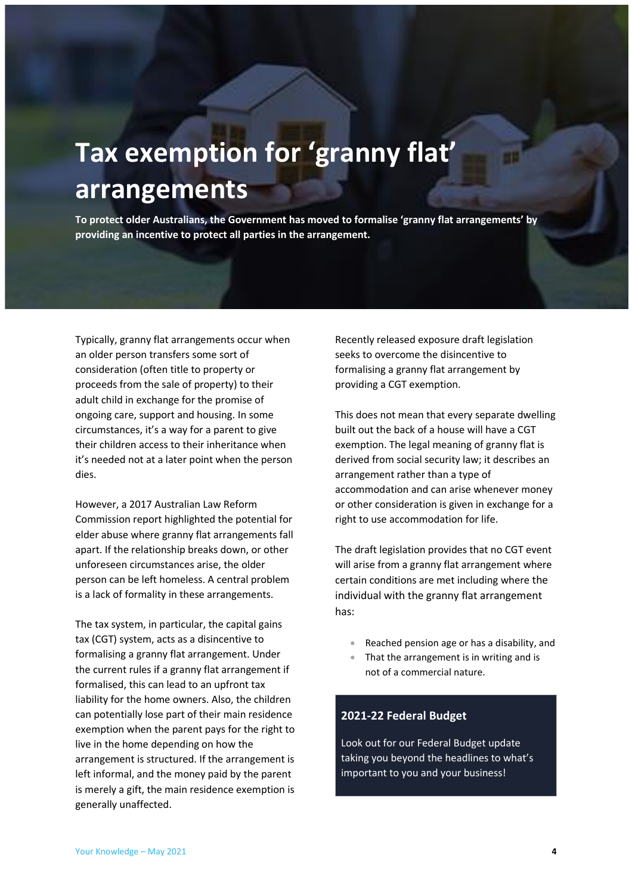# Tax exemption for 'granny flat' arrangements

**To protect older Australians, the Government has moved to formalise 'granny flat arrangements' by providing an incentive to protect all parties in the arrangement.**

Typically, granny flat arrangements occur when an older person transfers some sort of consideration (often title to property or proceeds from the sale of property) to their adult child in exchange for the promise of ongoing care, support and housing. In some circumstances, it's a way for a parent to give their children access to their inheritance when it's needed not at a later point when the person dies.

However, a 2017 Australian Law Reform Commission report highlighted the potential for elder abuse where granny flat arrangements fall apart. If the relationship breaks down, or other unforeseen circumstances arise, the older person can be left homeless. A central problem is a lack of formality in these arrangements.

The tax system, in particular, the capital gains tax (CGT) system, acts as a disincentive to formalising a granny flat arrangement. Under the current rules if a granny flat arrangement if formalised, this can lead to an upfront tax liability for the home owners. Also, the children can potentially lose part of their main residence exemption when the parent pays for the right to live in the home depending on how the arrangement is structured. If the arrangement is left informal, and the money paid by the parent is merely a gift, the main residence exemption is generally unaffected.

Recently released exposure draft legislation seeks to overcome the disincentive to formalising a granny flat arrangement by providing a CGT exemption.

This does not mean that every separate dwelling built out the back of a house will have a CGT exemption. The legal meaning of granny flat is derived from social security law; it describes an arrangement rather than a type of accommodation and can arise whenever money or other consideration is given in exchange for a right to use accommodation for life.

The draft legislation provides that no CGT event will arise from a granny flat arrangement where certain conditions are met including where the individual with the granny flat arrangement has:

- Reached pension age or has a disability, and
- That the arrangement is in writing and is not of a commercial nature.

### 2021-22 Federal Budget

Look out for our Federal Budget update taking you beyond the headlines to what's important to you and your business!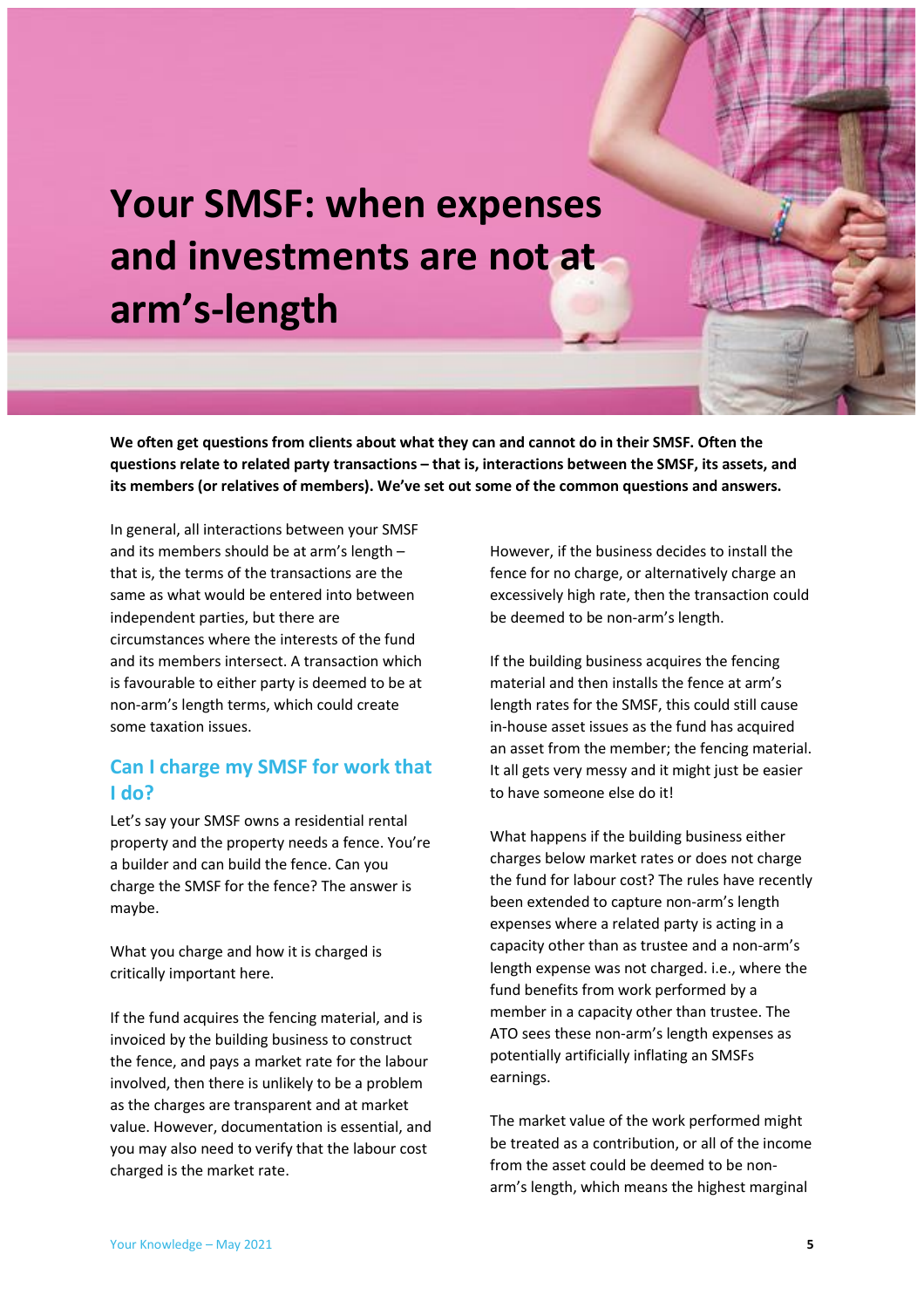# Your SMSF: when expenses and investments are not at arm's-length

**We often get questions from clients about what they can and cannot do in their SMSF. Often the questions relate to related party transactions – that is, interactions between the SMSF, its assets, and its members (or relatives of members). We've set out some of the common questions and answers.**

In general, all interactions between your SMSF and its members should be at arm's length – that is, the terms of the transactions are the same as what would be entered into between independent parties, but there are circumstances where the interests of the fund and its members intersect. A transaction which is favourable to either party is deemed to be at non-arm's length terms, which could create some taxation issues.

## Can I charge my SMSF for work that I do?

Let's say your SMSF owns a residential rental property and the property needs a fence. You're a builder and can build the fence. Can you charge the SMSF for the fence? The answer is maybe.

What you charge and how it is charged is critically important here.

If the fund acquires the fencing material, and is invoiced by the building business to construct the fence, and pays a market rate for the labour involved, then there is unlikely to be a problem as the charges are transparent and at market value. However, documentation is essential, and you may also need to verify that the labour cost charged is the market rate.

However, if the business decides to install the fence for no charge, or alternatively charge an excessively high rate, then the transaction could be deemed to be non-arm's length.

If the building business acquires the fencing material and then installs the fence at arm's length rates for the SMSF, this could still cause in-house asset issues as the fund has acquired an asset from the member; the fencing material. It all gets very messy and it might just be easier to have someone else do it!

What happens if the building business either charges below market rates or does not charge the fund for labour cost? The rules have recently been extended to capture non-arm's length expenses where a related party is acting in a capacity other than as trustee and a non-arm's length expense was not charged. i.e., where the fund benefits from work performed by a member in a capacity other than trustee. The ATO sees these non-arm's length expenses as potentially artificially inflating an SMSFs earnings.

The market value of the work performed might be treated as a contribution, or all of the income from the asset could be deemed to be non-arm's length, which means the highest marginal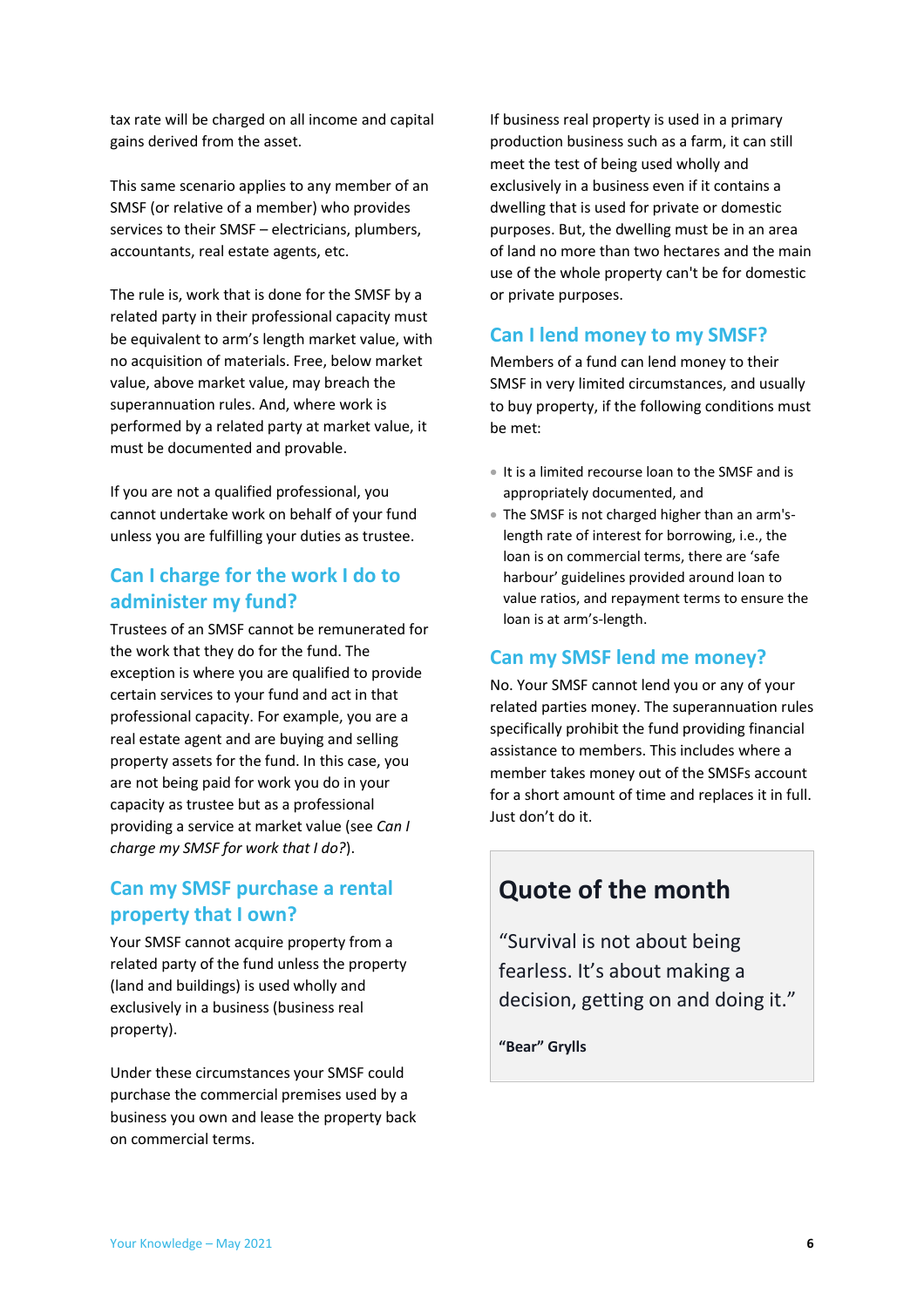tax rate will be charged on all income and capital gains derived from the asset.

This same scenario applies to any member of an SMSF (or relative of a member) who provides services to their SMSF – electricians, plumbers, accountants, real estate agents, etc.

The rule is, work that is done for the SMSF by a related party in their professional capacity must be equivalent to arm's length market value, with no acquisition of materials. Free, below market value, above market value, may breach the superannuation rules. And, where work is performed by a related party at market value, it must be documented and provable.

If you are not a qualified professional, you cannot undertake work on behalf of your fund unless you are fulfilling your duties as trustee.

## Can I charge for the work I do to administer my fund?

Trustees of an SMSF cannot be remunerated for the work that they do for the fund. The exception is where you are qualified to provide certain services to your fund and act in that professional capacity. For example, you are a real estate agent and are buying and selling property assets for the fund. In this case, you are not being paid for work you do in your capacity as trustee but as a professional providing a service at market value (see *Can I charge my SMSF for work that I do?*).

## Can my SMSF purchase a rental property that I own?

Your SMSF cannot acquire property from a related party of the fund unless the property (land and buildings) is used wholly and exclusively in a business (business real property).

Under these circumstances your SMSF could purchase the commercial premises used by a business you own and lease the property back on commercial terms.

If business real property is used in a primary production business such as a farm, it can still meet the test of being used wholly and exclusively in a business even if it contains a dwelling that is used for private or domestic purposes. But, the dwelling must be in an area of land no more than two hectares and the main use of the whole property can't be for domestic or private purposes.

## Can I lend money to my SMSF?

Members of a fund can lend money to their SMSF in very limited circumstances, and usually to buy property, if the following conditions must be met:

- It is a limited recourse loan to the SMSF and is appropriately documented, and
- The SMSF is not charged higher than an arm's-length rate of interest for borrowing, i.e., the loan is on commercial terms, there are 'safe harbour' guidelines provided around loan to value ratios, and repayment terms to ensure the loan is at arm's-length.

## Can my SMSF lend me money?

No. Your SMSF cannot lend you or any of your related parties money. The superannuation rules specifically prohibit the fund providing financial assistance to members. This includes where a member takes money out of the SMSFs account for a short amount of time and replaces it in full. Just don't do it.

## Quote of the month

"Survival is not about being fearless. It's about making a decision, getting on and doing it."

**"Bear" Grylls**